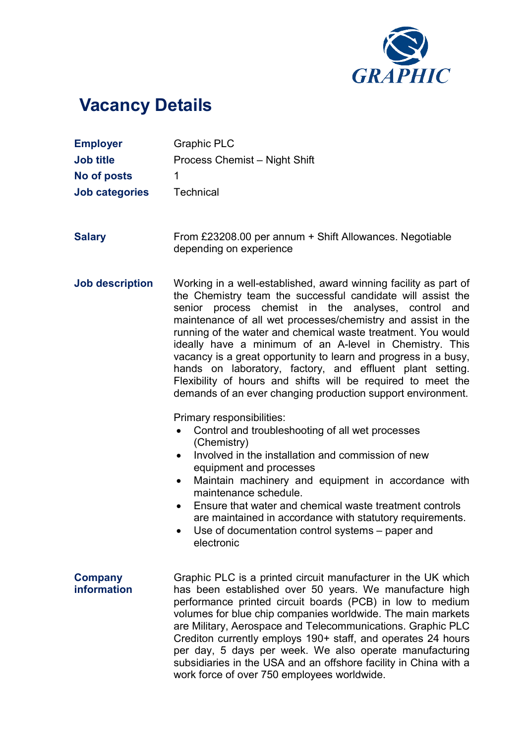GRAPHIC

# Vacancy Details

| | |
|---|---|
| **Employer** | Graphic PLC |
| **Job title** | Process Chemist – Night Shift |
| **No of posts** | 1 |
| **Job categories** | Technical |

**Salary**

From £23208.00 per annum + Shift Allowances. Negotiable depending on experience

**Job description**

Working in a well-established, award winning facility as part of the Chemistry team the successful candidate will assist the senior process chemist in the analyses, control and maintenance of all wet processes/chemistry and assist in the running of the water and chemical waste treatment. You would ideally have a minimum of an A-level in Chemistry. This vacancy is a great opportunity to learn and progress in a busy, hands on laboratory, factory, and effluent plant setting. Flexibility of hours and shifts will be required to meet the demands of an ever changing production support environment.

Primary responsibilities:

- Control and troubleshooting of all wet processes (Chemistry)
- Involved in the installation and commission of new equipment and processes
- Maintain machinery and equipment in accordance with maintenance schedule.
- Ensure that water and chemical waste treatment controls are maintained in accordance with statutory requirements.
- Use of documentation control systems – paper and electronic

**Company information**

Graphic PLC is a printed circuit manufacturer in the UK which has been established over 50 years. We manufacture high performance printed circuit boards (PCB) in low to medium volumes for blue chip companies worldwide. The main markets are Military, Aerospace and Telecommunications. Graphic PLC Crediton currently employs 190+ staff, and operates 24 hours per day, 5 days per week. We also operate manufacturing subsidiaries in the USA and an offshore facility in China with a work force of over 750 employees worldwide.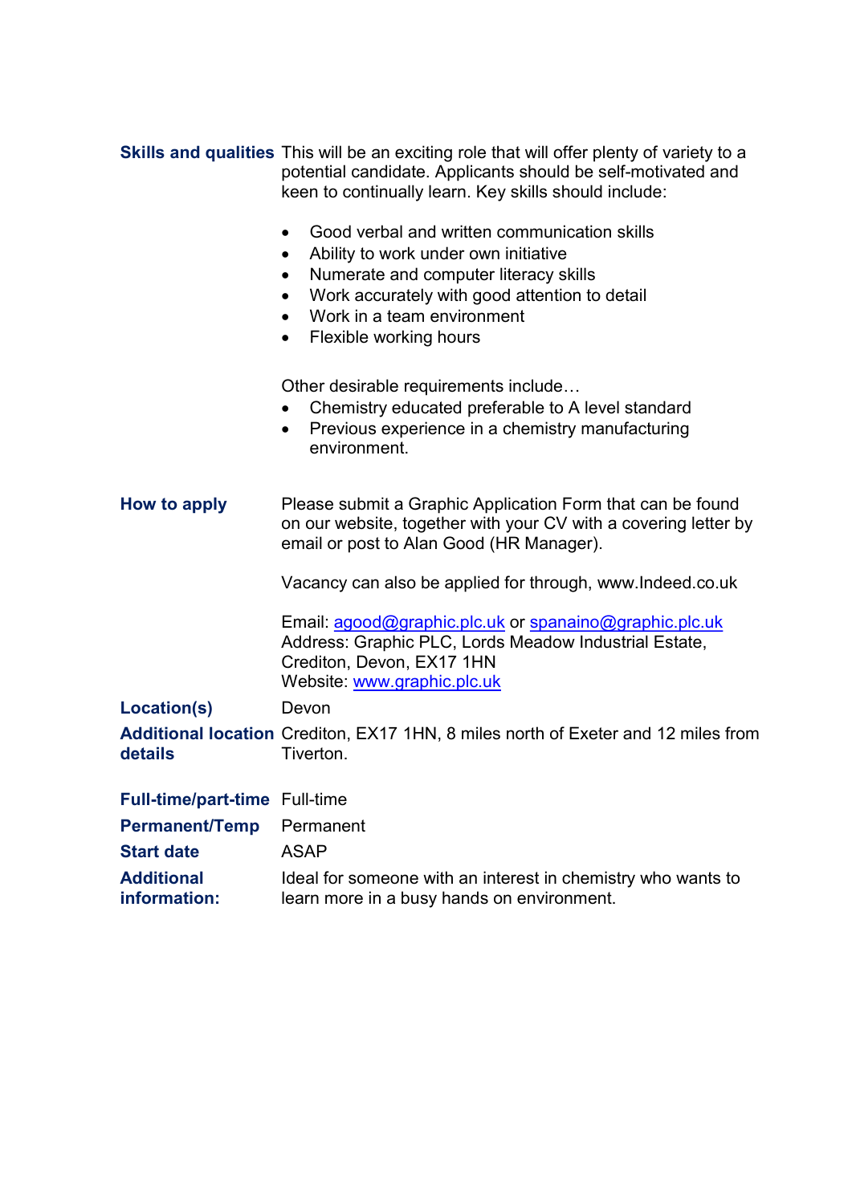| | |
|---|---|
| **Skills and qualities** | This will be an exciting role that will offer plenty of variety to a potential candidate. Applicants should be self-motivated and keen to continually learn. Key skills should include:<br><br>• Good verbal and written communication skills<br>• Ability to work under own initiative<br>• Numerate and computer literacy skills<br>• Work accurately with good attention to detail<br>• Work in a team environment<br>• Flexible working hours<br><br>Other desirable requirements include…<br>• Chemistry educated preferable to A level standard<br>• Previous experience in a chemistry manufacturing environment. |
| **How to apply** | Please submit a Graphic Application Form that can be found on our website, together with your CV with a covering letter by email or post to Alan Good (HR Manager).<br><br>Vacancy can also be applied for through, www.Indeed.co.uk<br><br>Email: agood@graphic.plc.uk or spanaino@graphic.plc.uk<br>Address: Graphic PLC, Lords Meadow Industrial Estate, Crediton, Devon, EX17 1HN<br>Website: www.graphic.plc.uk |
| **Location(s)** | Devon |
| **Additional location details** | Crediton, EX17 1HN, 8 miles north of Exeter and 12 miles from Tiverton. |
| **Full-time/part-time** | Full-time |
| **Permanent/Temp** | Permanent |
| **Start date** | ASAP |
| **Additional information:** | Ideal for someone with an interest in chemistry who wants to learn more in a busy hands on environment. |